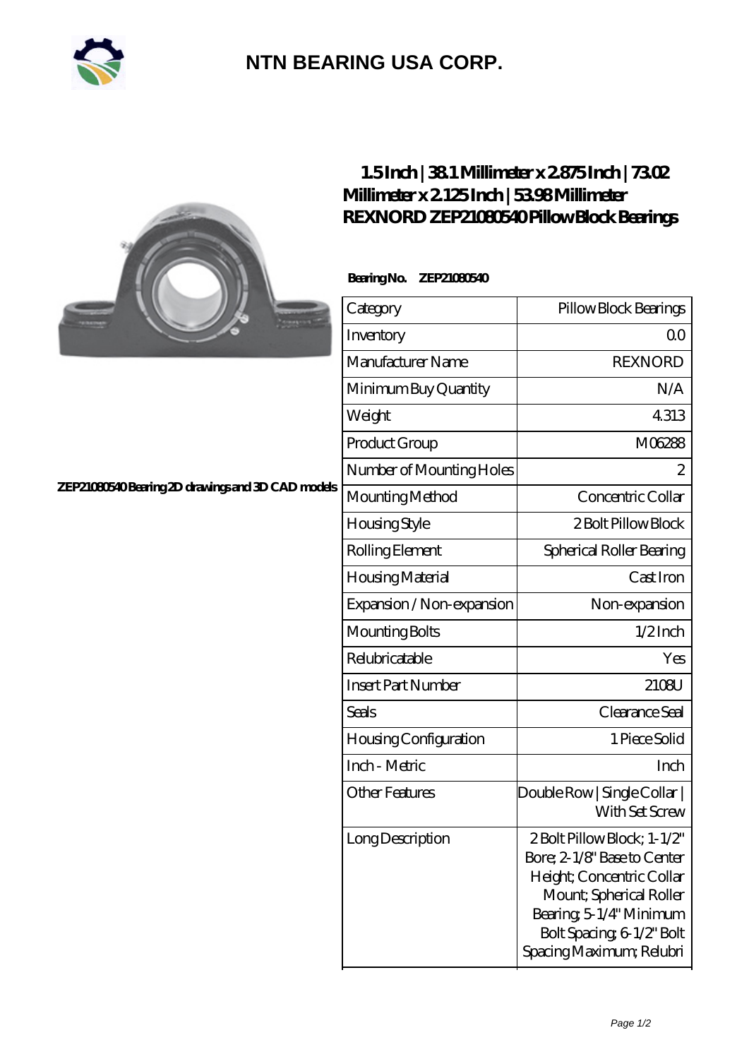# NTN BEARING USA CORP.

## 1.5 Inch | 38.1 Millimeter x 2.875 Inch | 73.02 Millimeter x 2.125 Inch | 53.98 Millimeter REXNORD ZEP21080540 Pillow Block Bearings

ZEP21080540 Bearing 2D drawings and 3D CAD models

**Bearing No. ZEP21080540**

| Category | Pillow Block Bearings |
| --- | --- |
| Inventory | 0.0 |
| Manufacturer Name | REXNORD |
| Minimum Buy Quantity | N/A |
| Weight | 4.313 |
| Product Group | M06288 |
| Number of Mounting Holes | 2 |
| Mounting Method | Concentric Collar |
| Housing Style | 2 Bolt Pillow Block |
| Rolling Element | Spherical Roller Bearing |
| Housing Material | Cast Iron |
| Expansion / Non-expansion | Non-expansion |
| Mounting Bolts | 1/2 Inch |
| Relubricatable | Yes |
| Insert Part Number | 2108U |
| Seals | Clearance Seal |
| Housing Configuration | 1 Piece Solid |
| Inch - Metric | Inch |
| Other Features | Double Row \| Single Collar \| With Set Screw |
| Long Description | 2 Bolt Pillow Block; 1-1/2" Bore; 2-1/8" Base to Center Height; Concentric Collar Mount; Spherical Roller Bearing; 5-1/4" Minimum Bolt Spacing; 6-1/2" Bolt Spacing Maximum; Relubri |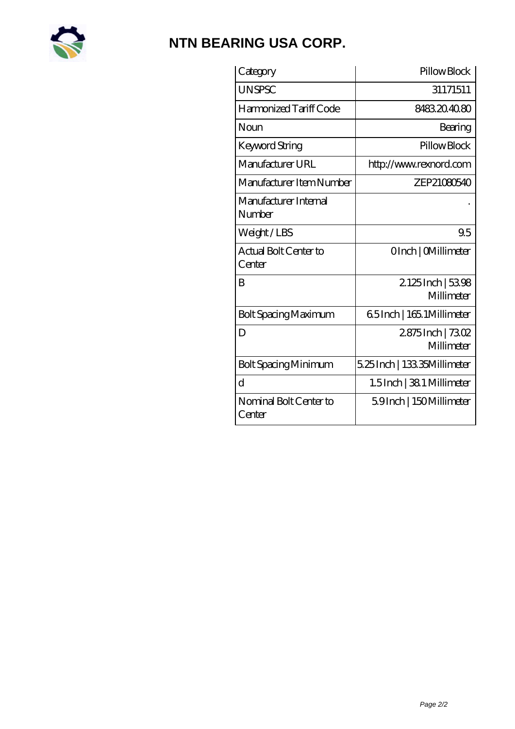# NTN BEARING USA CORP.

| | |
|---|---|
| Category | Pillow Block |
| UNSPSC | 31171511 |
| Harmonized Tariff Code | 8483.20.40.80 |
| Noun | Bearing |
| Keyword String | Pillow Block |
| Manufacturer URL | http://www.rexnord.com |
| Manufacturer Item Number | ZEP21080540 |
| Manufacturer Internal Number | . |
| Weight / LBS | 9.5 |
| Actual Bolt Center to Center | 0 Inch \| 0 Millimeter |
| B | 2.125 Inch \| 53.98 Millimeter |
| Bolt Spacing Maximum | 6.5 Inch \| 165.1 Millimeter |
| D | 2.875 Inch \| 73.02 Millimeter |
| Bolt Spacing Minimum | 5.25 Inch \| 133.35 Millimeter |
| d | 1.5 Inch \| 38.1 Millimeter |
| Nominal Bolt Center to Center | 5.9 Inch \| 150 Millimeter |